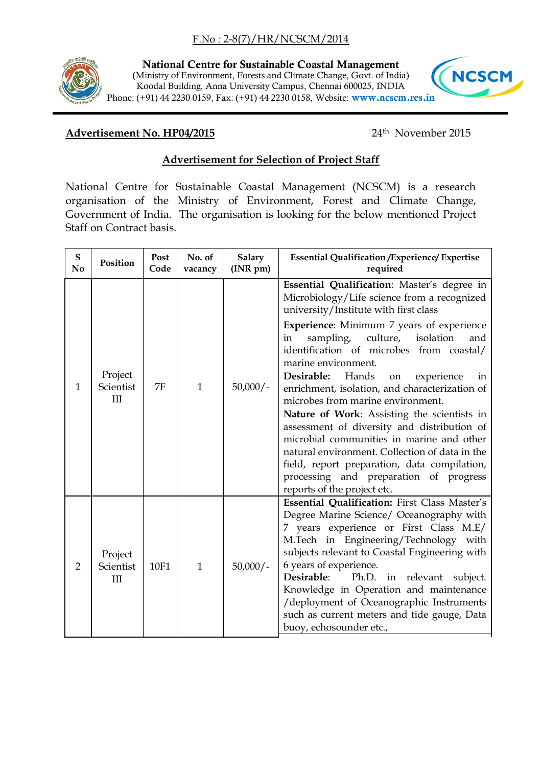F.No : 2-8(7)/HR/NCSCM/2014

**National Centre for Sustainable Coastal Management**
(Ministry of Environment, Forests and Climate Change, Govt. of India)
Koodal Building, Anna University Campus, Chennai 600025, INDIA
Phone: (+91) 44 2230 0159, Fax: (+91) 44 2230 0158, Website: **www.ncscm.res.in**

**Advertisement No. HP04/2015** 24th November 2015

## Advertisement for Selection of Project Staff

National Centre for Sustainable Coastal Management (NCSCM) is a research organisation of the Ministry of Environment, Forest and Climate Change, Government of India. The organisation is looking for the below mentioned Project Staff on Contract basis.

| S No | Position | Post Code | No. of vacancy | Salary (INR pm) | Essential Qualification /Experience/ Expertise required |
|---|---|---|---|---|---|
| 1 | Project Scientist III | 7F | 1 | 50,000/- | **Essential Qualification**: Master's degree in Microbiology/Life science from a recognized university/Institute with first class<br>**Experience**: Minimum 7 years of experience in sampling, culture, isolation and identification of microbes from coastal/ marine environment.<br>**Desirable:** Hands on experience in enrichment, isolation, and characterization of microbes from marine environment.<br>**Nature of Work**: Assisting the scientists in assessment of diversity and distribution of microbial communities in marine and other natural environment. Collection of data in the field, report preparation, data compilation, processing and preparation of progress reports of the project etc. |
| 2 | Project Scientist III | 10F1 | 1 | 50,000/- | **Essential Qualification:** First Class Master's Degree Marine Science/ Oceanography with 7 years experience or First Class M.E/ M.Tech in Engineering/Technology with subjects relevant to Coastal Engineering with 6 years of experience.<br>**Desirable**: Ph.D. in relevant subject. Knowledge in Operation and maintenance /deployment of Oceanographic Instruments such as current meters and tide gauge, Data buoy, echosounder etc., |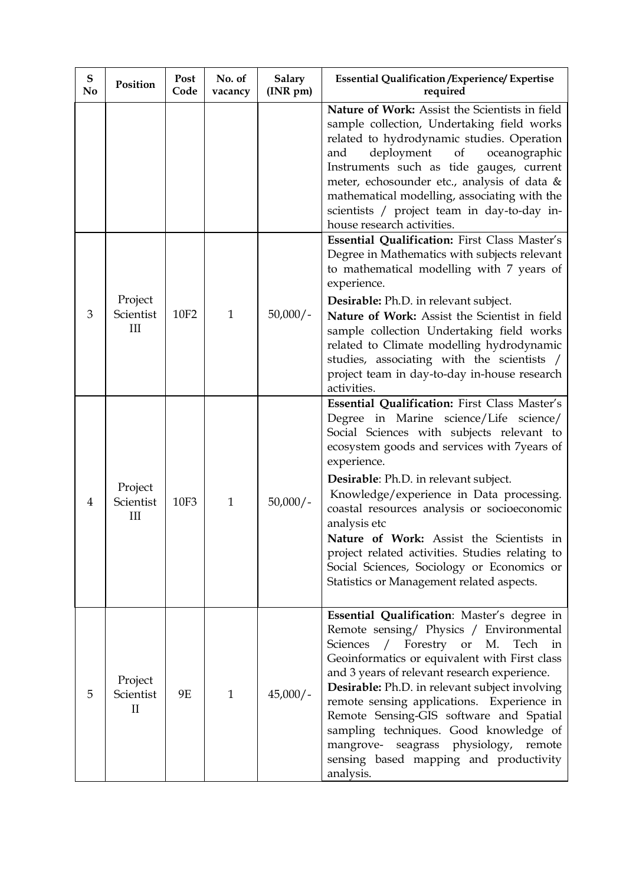| S No | Position | Post Code | No. of vacancy | Salary (INR pm) | Essential Qualification /Experience/ Expertise required |
|---|---|---|---|---|---|
| | | | | | **Nature of Work:** Assist the Scientists in field sample collection, Undertaking field works related to hydrodynamic studies. Operation and deployment of oceanographic Instruments such as tide gauges, current meter, echosounder etc., analysis of data & mathematical modelling, associating with the scientists / project team in day-to-day in-house research activities. |
| 3 | Project Scientist III | 10F2 | 1 | 50,000/- | **Essential Qualification:** First Class Master's Degree in Mathematics with subjects relevant to mathematical modelling with 7 years of experience.<br>**Desirable:** Ph.D. in relevant subject.<br>**Nature of Work:** Assist the Scientist in field sample collection Undertaking field works related to Climate modelling hydrodynamic studies, associating with the scientists / project team in day-to-day in-house research activities. |
| 4 | Project Scientist III | 10F3 | 1 | 50,000/- | **Essential Qualification:** First Class Master's Degree in Marine science/Life science/ Social Sciences with subjects relevant to ecosystem goods and services with 7years of experience.<br>**Desirable**: Ph.D. in relevant subject.<br>Knowledge/experience in Data processing. coastal resources analysis or socioeconomic analysis etc<br>**Nature of Work:** Assist the Scientists in project related activities. Studies relating to Social Sciences, Sociology or Economics or Statistics or Management related aspects. |
| 5 | Project Scientist II | 9E | 1 | 45,000/- | **Essential Qualification**: Master's degree in Remote sensing/ Physics / Environmental Sciences / Forestry or M. Tech in Geoinformatics or equivalent with First class and 3 years of relevant research experience.<br>**Desirable:** Ph.D. in relevant subject involving remote sensing applications. Experience in Remote Sensing-GIS software and Spatial sampling techniques. Good knowledge of mangrove- seagrass physiology, remote sensing based mapping and productivity analysis. |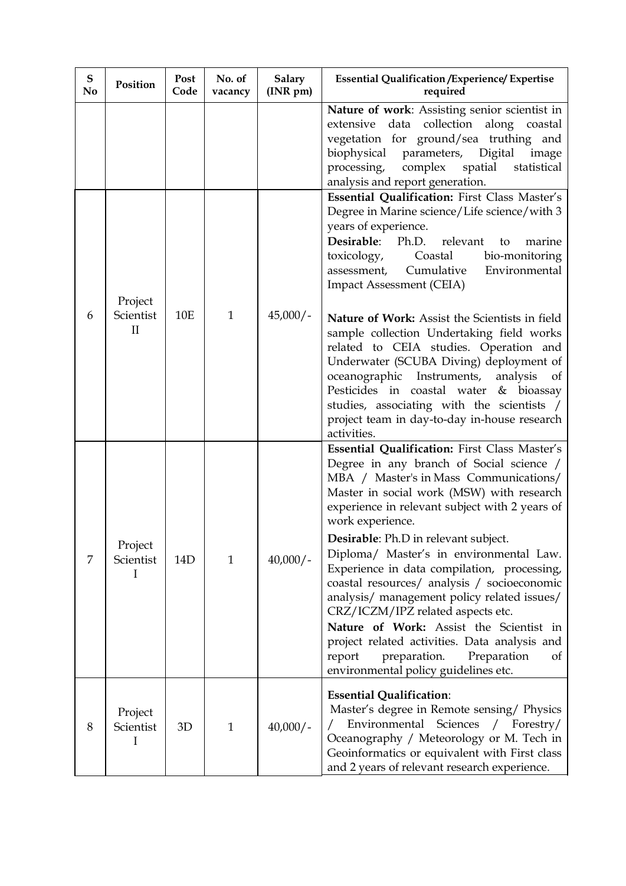| S No | Position | Post Code | No. of vacancy | Salary (INR pm) | Essential Qualification /Experience/ Expertise required |
|---|---|---|---|---|---|
| | | | | | **Nature of work**: Assisting senior scientist in extensive data collection along coastal vegetation for ground/sea truthing and biophysical parameters, Digital image processing, complex spatial statistical analysis and report generation. |
| 6 | Project Scientist II | 10E | 1 | 45,000/- | **Essential Qualification:** First Class Master's Degree in Marine science/Life science/with 3 years of experience.<br>**Desirable**: Ph.D. relevant to marine toxicology, Coastal bio-monitoring assessment, Cumulative Environmental Impact Assessment (CEIA)<br><br>**Nature of Work:** Assist the Scientists in field sample collection Undertaking field works related to CEIA studies. Operation and Underwater (SCUBA Diving) deployment of oceanographic Instruments, analysis of Pesticides in coastal water & bioassay studies, associating with the scientists / project team in day-to-day in-house research activities. |
| 7 | Project Scientist I | 14D | 1 | 40,000/- | **Essential Qualification:** First Class Master's Degree in any branch of Social science / MBA / Master's in Mass Communications/ Master in social work (MSW) with research experience in relevant subject with 2 years of work experience.<br>**Desirable**: Ph.D in relevant subject.<br>Diploma/ Master's in environmental Law. Experience in data compilation, processing, coastal resources/ analysis / socioeconomic analysis/ management policy related issues/ CRZ/ICZM/IPZ related aspects etc.<br>**Nature of Work:** Assist the Scientist in project related activities. Data analysis and report preparation. Preparation of environmental policy guidelines etc. |
| 8 | Project Scientist I | 3D | 1 | 40,000/- | **Essential Qualification**:<br>Master's degree in Remote sensing/ Physics / Environmental Sciences / Forestry/ Oceanography / Meteorology or M. Tech in Geoinformatics or equivalent with First class and 2 years of relevant research experience. |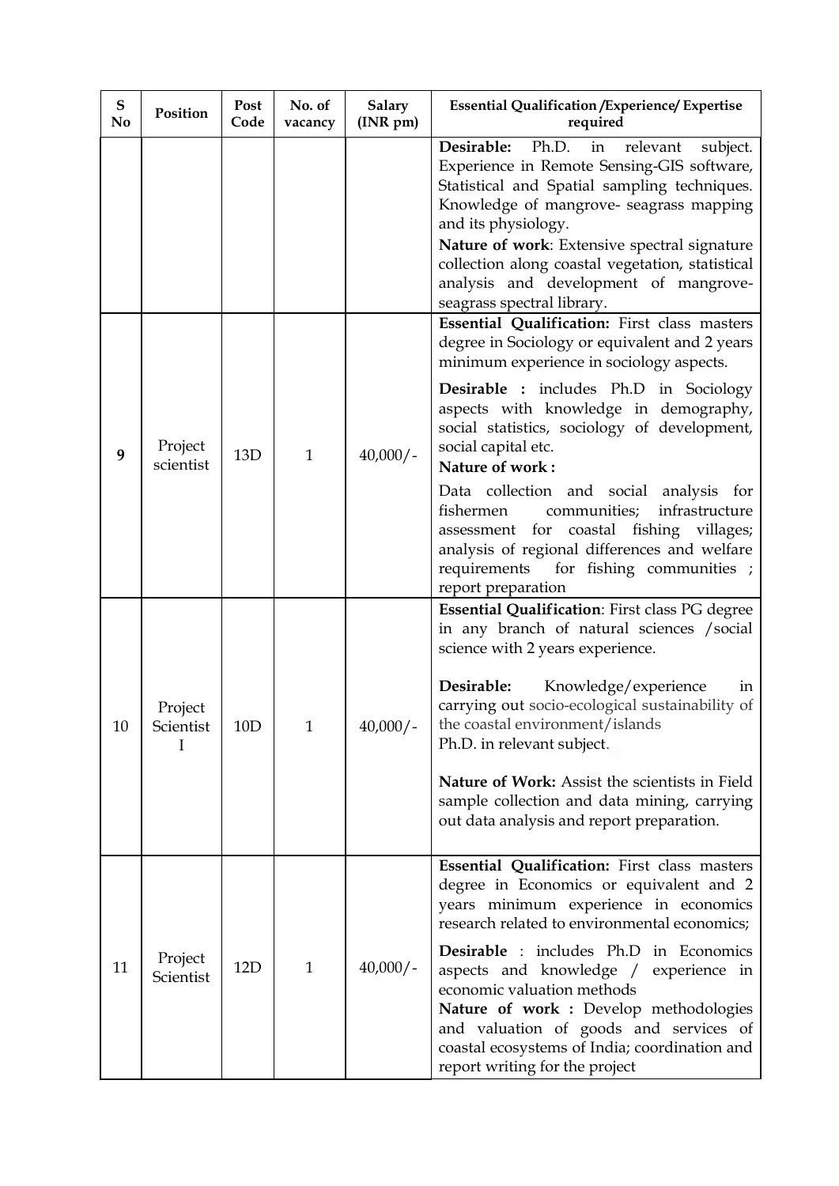| S No | Position | Post Code | No. of vacancy | Salary (INR pm) | Essential Qualification /Experience/ Expertise required |
|---|---|---|---|---|---|
| | | | | | **Desirable:** Ph.D. in relevant subject. Experience in Remote Sensing-GIS software, Statistical and Spatial sampling techniques. Knowledge of mangrove- seagrass mapping and its physiology. **Nature of work**: Extensive spectral signature collection along coastal vegetation, statistical analysis and development of mangrove-seagrass spectral library. |
| 9 | Project scientist | 13D | 1 | 40,000/- | **Essential Qualification:** First class masters degree in Sociology or equivalent and 2 years minimum experience in sociology aspects. **Desirable :** includes Ph.D in Sociology aspects with knowledge in demography, social statistics, sociology of development, social capital etc. **Nature of work :** Data collection and social analysis for fishermen communities; infrastructure assessment for coastal fishing villages; analysis of regional differences and welfare requirements for fishing communities ; report preparation |
| 10 | Project Scientist I | 10D | 1 | 40,000/- | **Essential Qualification**: First class PG degree in any branch of natural sciences /social science with 2 years experience. **Desirable:** Knowledge/experience in carrying out socio-ecological sustainability of the coastal environment/islands Ph.D. in relevant subject. **Nature of Work:** Assist the scientists in Field sample collection and data mining, carrying out data analysis and report preparation. |
| 11 | Project Scientist | 12D | 1 | 40,000/- | **Essential Qualification:** First class masters degree in Economics or equivalent and 2 years minimum experience in economics research related to environmental economics; **Desirable** : includes Ph.D in Economics aspects and knowledge / experience in economic valuation methods **Nature of work :** Develop methodologies and valuation of goods and services of coastal ecosystems of India; coordination and report writing for the project |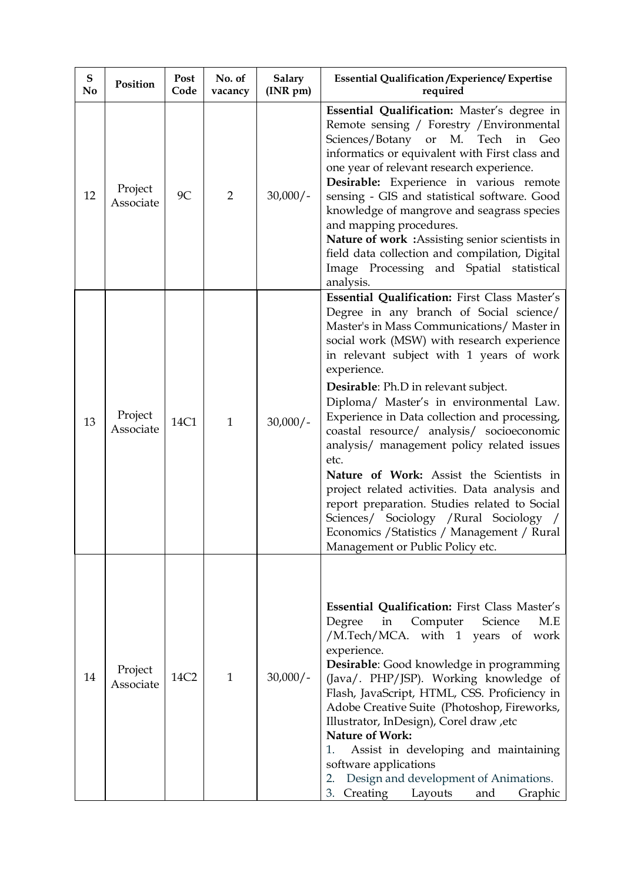| S No | Position | Post Code | No. of vacancy | Salary (INR pm) | Essential Qualification /Experience/ Expertise required |
|---|---|---|---|---|---|
| 12 | Project Associate | 9C | 2 | 30,000/- | **Essential Qualification:** Master's degree in Remote sensing / Forestry /Environmental Sciences/Botany or M. Tech in Geo informatics or equivalent with First class and one year of relevant research experience. **Desirable:** Experience in various remote sensing - GIS and statistical software. Good knowledge of mangrove and seagrass species and mapping procedures. **Nature of work :**Assisting senior scientists in field data collection and compilation, Digital Image Processing and Spatial statistical analysis. |
| 13 | Project Associate | 14C1 | 1 | 30,000/- | **Essential Qualification:** First Class Master's Degree in any branch of Social science/ Master's in Mass Communications/ Master in social work (MSW) with research experience in relevant subject with 1 years of work experience. **Desirable**: Ph.D in relevant subject. Diploma/ Master's in environmental Law. Experience in Data collection and processing, coastal resource/ analysis/ socioeconomic analysis/ management policy related issues etc. **Nature of Work:** Assist the Scientists in project related activities. Data analysis and report preparation. Studies related to Social Sciences/ Sociology /Rural Sociology / Economics /Statistics / Management / Rural Management or Public Policy etc. |
| 14 | Project Associate | 14C2 | 1 | 30,000/- | **Essential Qualification:** First Class Master's Degree in Computer Science M.E /M.Tech/MCA. with 1 years of work experience. **Desirable**: Good knowledge in programming (Java/. PHP/JSP). Working knowledge of Flash, JavaScript, HTML, CSS. Proficiency in Adobe Creative Suite (Photoshop, Fireworks, Illustrator, InDesign), Corel draw ,etc **Nature of Work:** 1. Assist in developing and maintaining software applications 2. Design and development of Animations. 3. Creating Layouts and Graphic |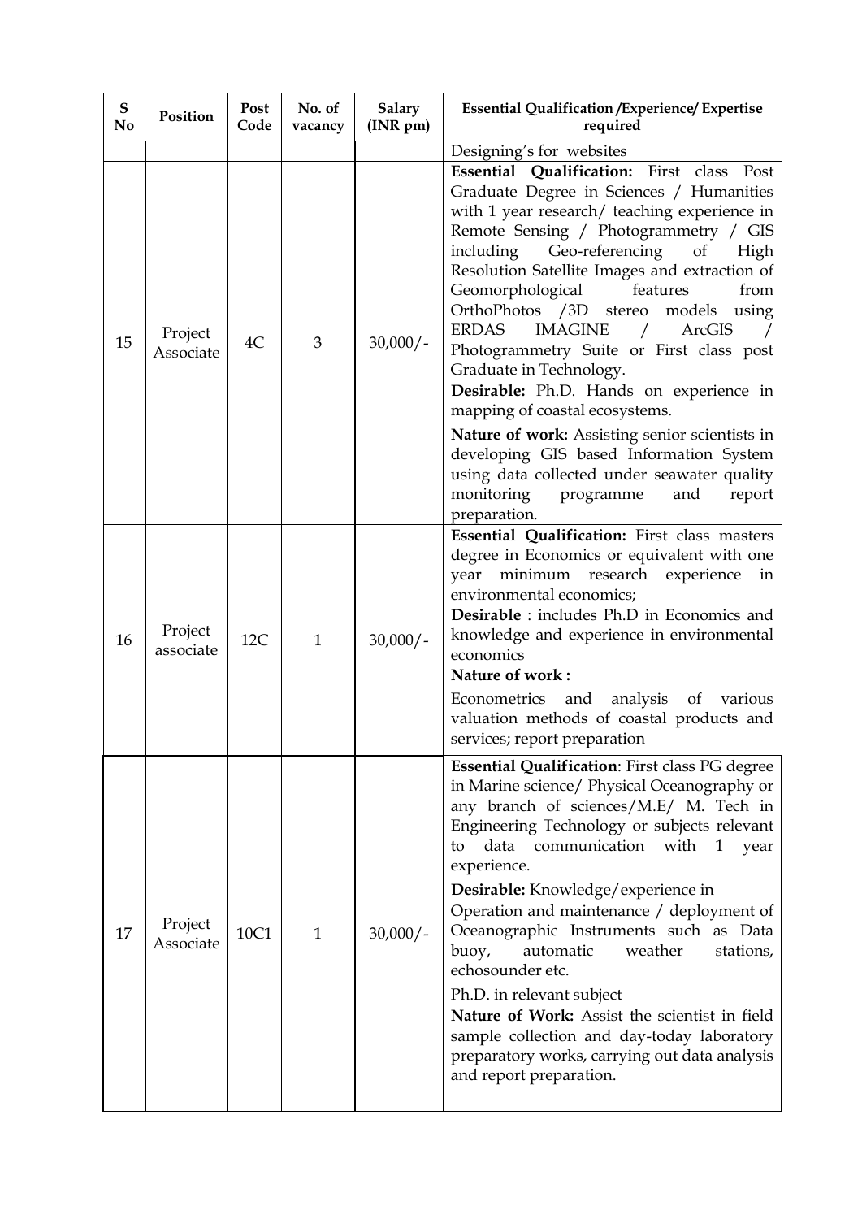| S No | Position | Post Code | No. of vacancy | Salary (INR pm) | Essential Qualification /Experience/ Expertise required |
|---|---|---|---|---|---|
| | | | | | Designing's for websites |
| 15 | Project Associate | 4C | 3 | 30,000/- | **Essential Qualification:** First class Post Graduate Degree in Sciences / Humanities with 1 year research/ teaching experience in Remote Sensing / Photogrammetry / GIS including Geo-referencing of High Resolution Satellite Images and extraction of Geomorphological features from OrthoPhotos /3D stereo models using ERDAS IMAGINE / ArcGIS / Photogrammetry Suite or First class post Graduate in Technology.<br>**Desirable:** Ph.D. Hands on experience in mapping of coastal ecosystems.<br>**Nature of work:** Assisting senior scientists in developing GIS based Information System using data collected under seawater quality monitoring programme and report preparation. |
| 16 | Project associate | 12C | 1 | 30,000/- | **Essential Qualification:** First class masters degree in Economics or equivalent with one year minimum research experience in environmental economics;<br>**Desirable** : includes Ph.D in Economics and knowledge and experience in environmental economics<br>**Nature of work :**<br>Econometrics and analysis of various valuation methods of coastal products and services; report preparation |
| 17 | Project Associate | 10C1 | 1 | 30,000/- | **Essential Qualification**: First class PG degree in Marine science/ Physical Oceanography or any branch of sciences/M.E/ M. Tech in Engineering Technology or subjects relevant to data communication with 1 year experience.<br>**Desirable:** Knowledge/experience in Operation and maintenance / deployment of Oceanographic Instruments such as Data buoy, automatic weather stations, echosounder etc.<br>Ph.D. in relevant subject<br>**Nature of Work:** Assist the scientist in field sample collection and day-today laboratory preparatory works, carrying out data analysis and report preparation. |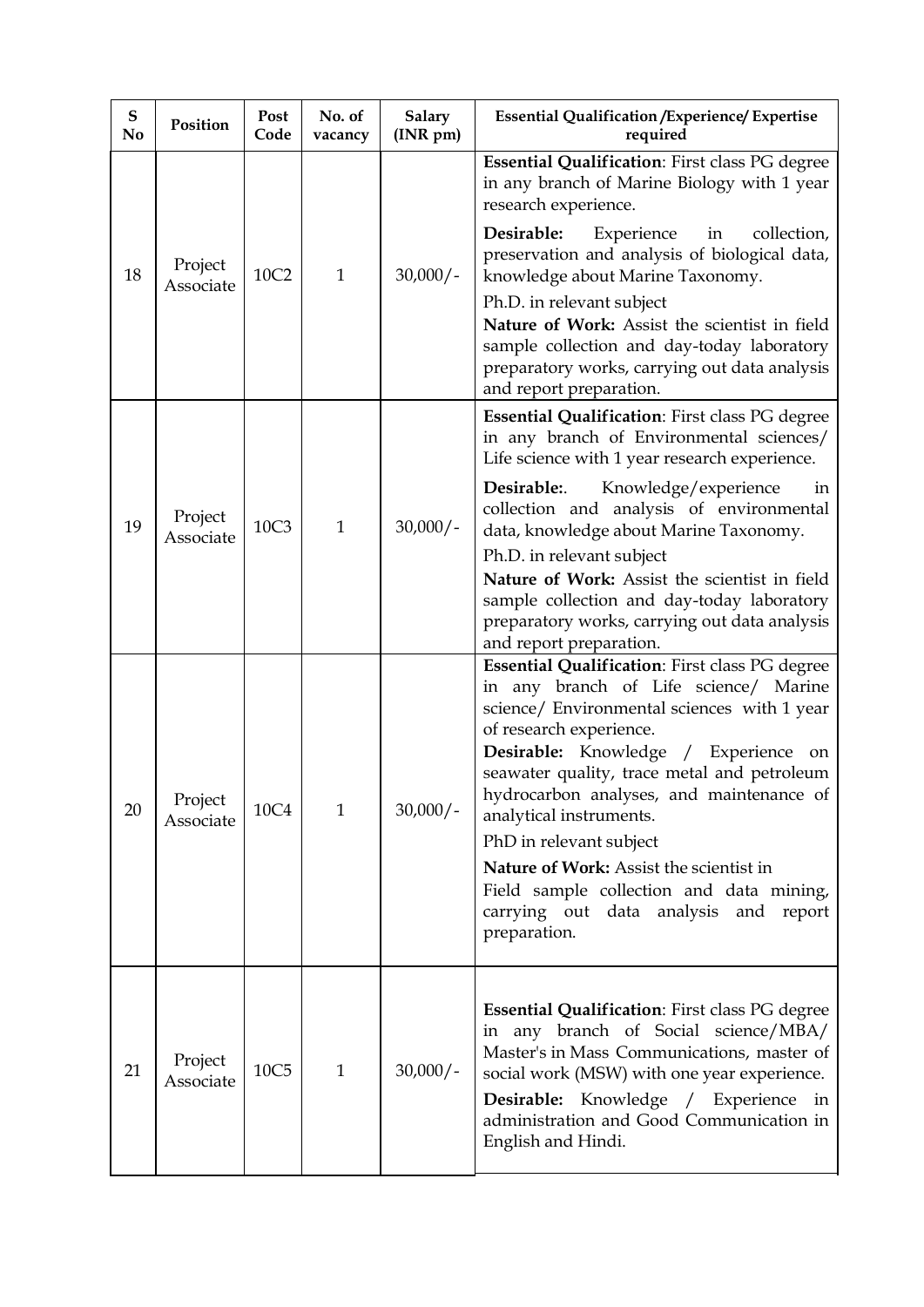| S No | Position | Post Code | No. of vacancy | Salary (INR pm) | Essential Qualification /Experience/ Expertise required |
|---|---|---|---|---|---|
| 18 | Project Associate | 10C2 | 1 | 30,000/- | **Essential Qualification**: First class PG degree in any branch of Marine Biology with 1 year research experience.<br>**Desirable:** Experience in collection, preservation and analysis of biological data, knowledge about Marine Taxonomy.<br>Ph.D. in relevant subject<br>**Nature of Work:** Assist the scientist in field sample collection and day-today laboratory preparatory works, carrying out data analysis and report preparation. |
| 19 | Project Associate | 10C3 | 1 | 30,000/- | **Essential Qualification**: First class PG degree in any branch of Environmental sciences/ Life science with 1 year research experience.<br>**Desirable:**. Knowledge/experience in collection and analysis of environmental data, knowledge about Marine Taxonomy.<br>Ph.D. in relevant subject<br>**Nature of Work:** Assist the scientist in field sample collection and day-today laboratory preparatory works, carrying out data analysis and report preparation. |
| 20 | Project Associate | 10C4 | 1 | 30,000/- | **Essential Qualification**: First class PG degree in any branch of Life science/ Marine science/ Environmental sciences with 1 year of research experience.<br>**Desirable:** Knowledge / Experience on seawater quality, trace metal and petroleum hydrocarbon analyses, and maintenance of analytical instruments.<br>PhD in relevant subject<br>**Nature of Work:** Assist the scientist in Field sample collection and data mining, carrying out data analysis and report preparation. |
| 21 | Project Associate | 10C5 | 1 | 30,000/- | **Essential Qualification**: First class PG degree in any branch of Social science/MBA/ Master's in Mass Communications, master of social work (MSW) with one year experience.<br>**Desirable:** Knowledge / Experience in administration and Good Communication in English and Hindi. |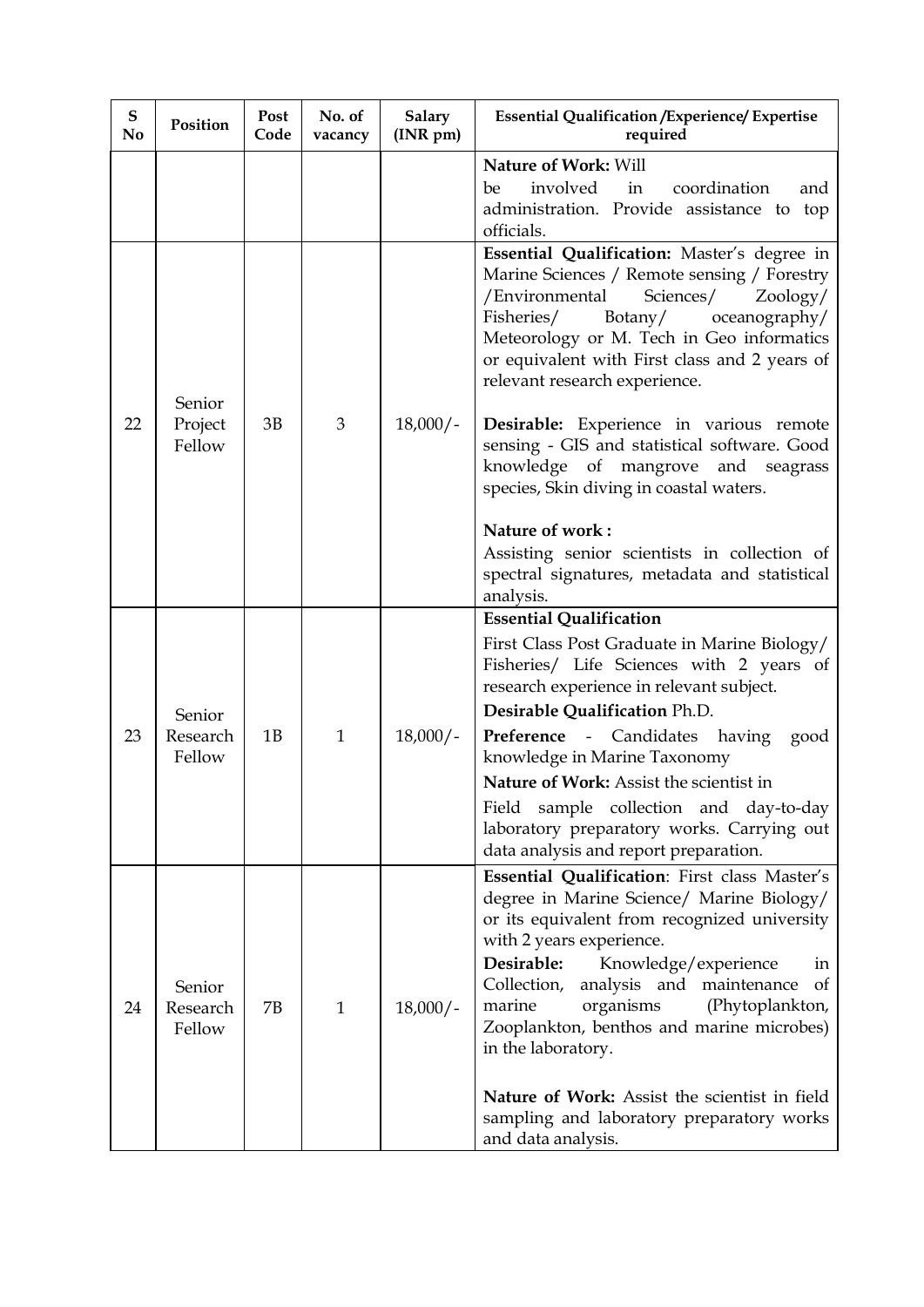| S No | Position | Post Code | No. of vacancy | Salary (INR pm) | Essential Qualification /Experience/ Expertise required |
|---|---|---|---|---|---|
| | | | | | **Nature of Work:** Will be involved in coordination and administration. Provide assistance to top officials. |
| 22 | Senior Project Fellow | 3B | 3 | 18,000/- | **Essential Qualification:** Master's degree in Marine Sciences / Remote sensing / Forestry /Environmental Sciences/ Zoology/ Fisheries/ Botany/ oceanography/ Meteorology or M. Tech in Geo informatics or equivalent with First class and 2 years of relevant research experience.<br><br>**Desirable:** Experience in various remote sensing - GIS and statistical software. Good knowledge of mangrove and seagrass species, Skin diving in coastal waters.<br><br>**Nature of work :**<br>Assisting senior scientists in collection of spectral signatures, metadata and statistical analysis. |
| 23 | Senior Research Fellow | 1B | 1 | 18,000/- | **Essential Qualification**<br>First Class Post Graduate in Marine Biology/ Fisheries/ Life Sciences with 2 years of research experience in relevant subject.<br>**Desirable Qualification** Ph.D.<br>**Preference** - Candidates having good knowledge in Marine Taxonomy<br>**Nature of Work:** Assist the scientist in<br>Field sample collection and day-to-day laboratory preparatory works. Carrying out data analysis and report preparation. |
| 24 | Senior Research Fellow | 7B | 1 | 18,000/- | **Essential Qualification**: First class Master's degree in Marine Science/ Marine Biology/ or its equivalent from recognized university with 2 years experience.<br>**Desirable:** Knowledge/experience in Collection, analysis and maintenance of marine organisms (Phytoplankton, Zooplankton, benthos and marine microbes) in the laboratory.<br><br>**Nature of Work:** Assist the scientist in field sampling and laboratory preparatory works and data analysis. |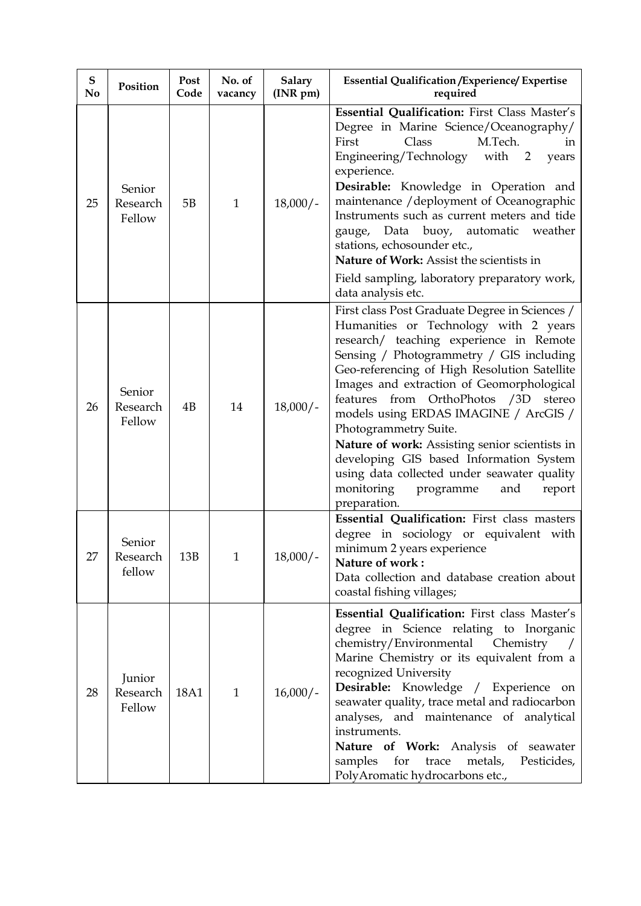| S No | Position | Post Code | No. of vacancy | Salary (INR pm) | Essential Qualification /Experience/ Expertise required |
|---|---|---|---|---|---|
| 25 | Senior Research Fellow | 5B | 1 | 18,000/- | **Essential Qualification:** First Class Master's Degree in Marine Science/Oceanography/ First Class M.Tech. in Engineering/Technology with 2 years experience.<br>**Desirable:** Knowledge in Operation and maintenance /deployment of Oceanographic Instruments such as current meters and tide gauge, Data buoy, automatic weather stations, echosounder etc.,<br>**Nature of Work:** Assist the scientists in<br>Field sampling, laboratory preparatory work, data analysis etc. |
| 26 | Senior Research Fellow | 4B | 14 | 18,000/- | First class Post Graduate Degree in Sciences / Humanities or Technology with 2 years research/ teaching experience in Remote Sensing / Photogrammetry / GIS including Geo-referencing of High Resolution Satellite Images and extraction of Geomorphological features from OrthoPhotos /3D stereo models using ERDAS IMAGINE / ArcGIS / Photogrammetry Suite.<br>**Nature of work:** Assisting senior scientists in developing GIS based Information System using data collected under seawater quality monitoring programme and report preparation. |
| 27 | Senior Research fellow | 13B | 1 | 18,000/- | **Essential Qualification:** First class masters degree in sociology or equivalent with minimum 2 years experience<br>**Nature of work :**<br>Data collection and database creation about coastal fishing villages; |
| 28 | Junior Research Fellow | 18A1 | 1 | 16,000/- | **Essential Qualification:** First class Master's degree in Science relating to Inorganic chemistry/Environmental Chemistry / Marine Chemistry or its equivalent from a recognized University<br>**Desirable:** Knowledge / Experience on seawater quality, trace metal and radiocarbon analyses, and maintenance of analytical instruments.<br>**Nature of Work:** Analysis of seawater samples for trace metals, Pesticides, PolyAromatic hydrocarbons etc., |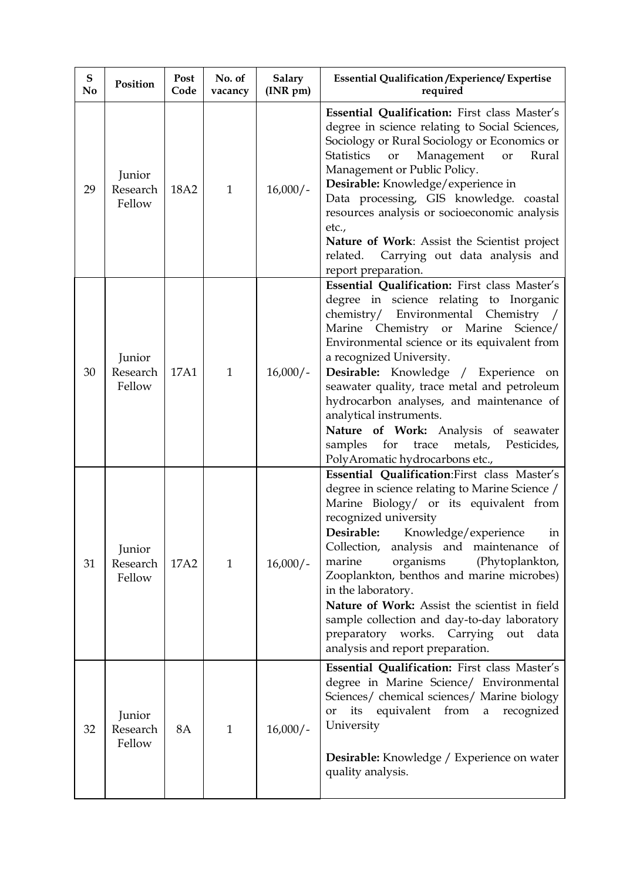| S No | Position | Post Code | No. of vacancy | Salary (INR pm) | Essential Qualification /Experience/ Expertise required |
|---|---|---|---|---|---|
| 29 | Junior Research Fellow | 18A2 | 1 | 16,000/- | **Essential Qualification:** First class Master's degree in science relating to Social Sciences, Sociology or Rural Sociology or Economics or Statistics or Management or Rural Management or Public Policy.<br>**Desirable:** Knowledge/experience in Data processing, GIS knowledge. coastal resources analysis or socioeconomic analysis etc.,<br>**Nature of Work**: Assist the Scientist project related. Carrying out data analysis and report preparation. |
| 30 | Junior Research Fellow | 17A1 | 1 | 16,000/- | **Essential Qualification:** First class Master's degree in science relating to Inorganic chemistry/ Environmental Chemistry / Marine Chemistry or Marine Science/ Environmental science or its equivalent from a recognized University.<br>**Desirable:** Knowledge / Experience on seawater quality, trace metal and petroleum hydrocarbon analyses, and maintenance of analytical instruments.<br>**Nature of Work:** Analysis of seawater samples for trace metals, Pesticides, PolyAromatic hydrocarbons etc., |
| 31 | Junior Research Fellow | 17A2 | 1 | 16,000/- | **Essential Qualification**:First class Master's degree in science relating to Marine Science / Marine Biology/ or its equivalent from recognized university<br>**Desirable:** Knowledge/experience in Collection, analysis and maintenance of marine organisms (Phytoplankton, Zooplankton, benthos and marine microbes) in the laboratory.<br>**Nature of Work:** Assist the scientist in field sample collection and day-to-day laboratory preparatory works. Carrying out data analysis and report preparation. |
| 32 | Junior Research Fellow | 8A | 1 | 16,000/- | **Essential Qualification:** First class Master's degree in Marine Science/ Environmental Sciences/ chemical sciences/ Marine biology or its equivalent from a recognized University<br><br>**Desirable:** Knowledge / Experience on water quality analysis. |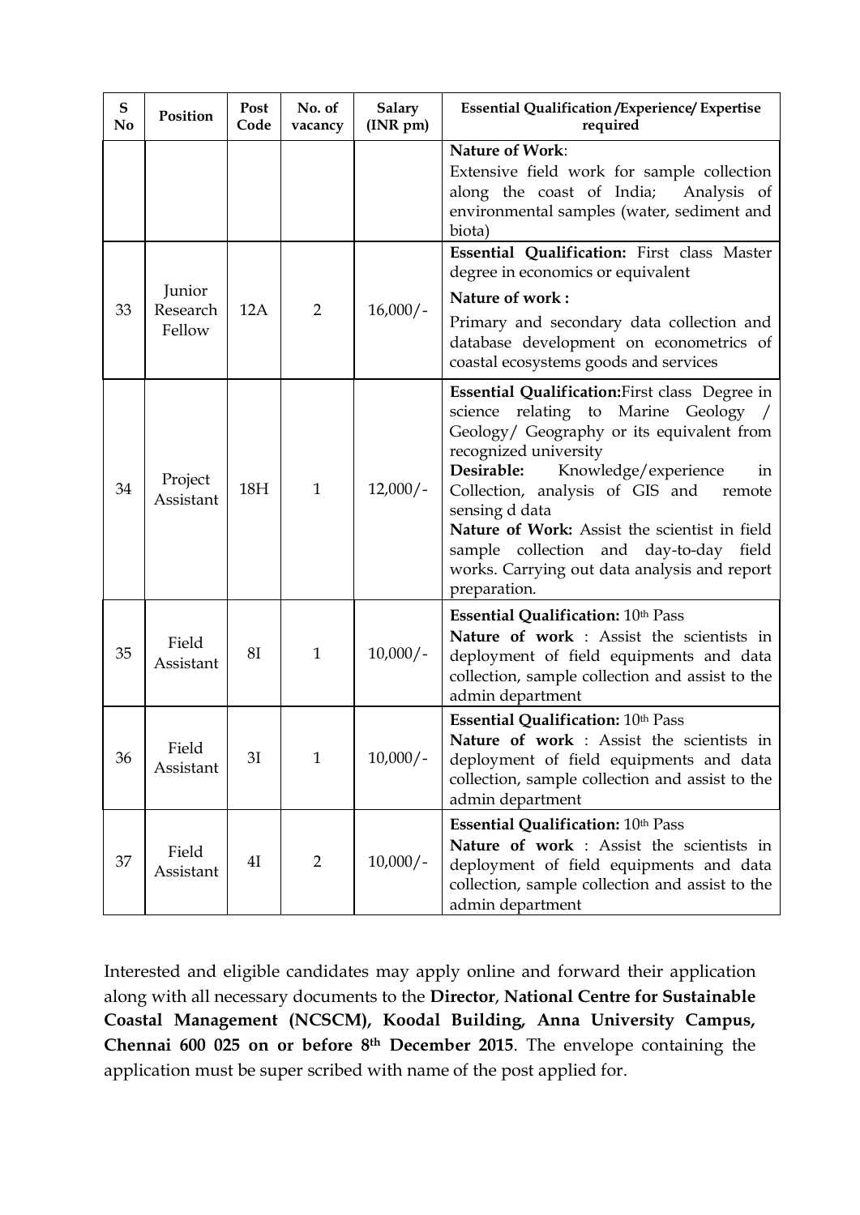| S No | Position | Post Code | No. of vacancy | Salary (INR pm) | Essential Qualification /Experience/ Expertise required |
|---|---|---|---|---|---|
| | | | | | **Nature of Work**: Extensive field work for sample collection along the coast of India; Analysis of environmental samples (water, sediment and biota) |
| 33 | Junior Research Fellow | 12A | 2 | 16,000/- | **Essential Qualification:** First class Master degree in economics or equivalent<br>**Nature of work :**<br>Primary and secondary data collection and database development on econometrics of coastal ecosystems goods and services |
| 34 | Project Assistant | 18H | 1 | 12,000/- | **Essential Qualification:**First class Degree in science relating to Marine Geology / Geology/ Geography or its equivalent from recognized university<br>**Desirable:** Knowledge/experience in Collection, analysis of GIS and remote sensing d data<br>**Nature of Work:** Assist the scientist in field sample collection and day-to-day field works. Carrying out data analysis and report preparation. |
| 35 | Field Assistant | 8I | 1 | 10,000/- | **Essential Qualification:** 10th Pass<br>**Nature of work** : Assist the scientists in deployment of field equipments and data collection, sample collection and assist to the admin department |
| 36 | Field Assistant | 3I | 1 | 10,000/- | **Essential Qualification:** 10th Pass<br>**Nature of work** : Assist the scientists in deployment of field equipments and data collection, sample collection and assist to the admin department |
| 37 | Field Assistant | 4I | 2 | 10,000/- | **Essential Qualification:** 10th Pass<br>**Nature of work** : Assist the scientists in deployment of field equipments and data collection, sample collection and assist to the admin department |

Interested and eligible candidates may apply online and forward their application along with all necessary documents to the **Director**, **National Centre for Sustainable Coastal Management (NCSCM), Koodal Building, Anna University Campus, Chennai 600 025 on or before 8th December 2015**. The envelope containing the application must be super scribed with name of the post applied for.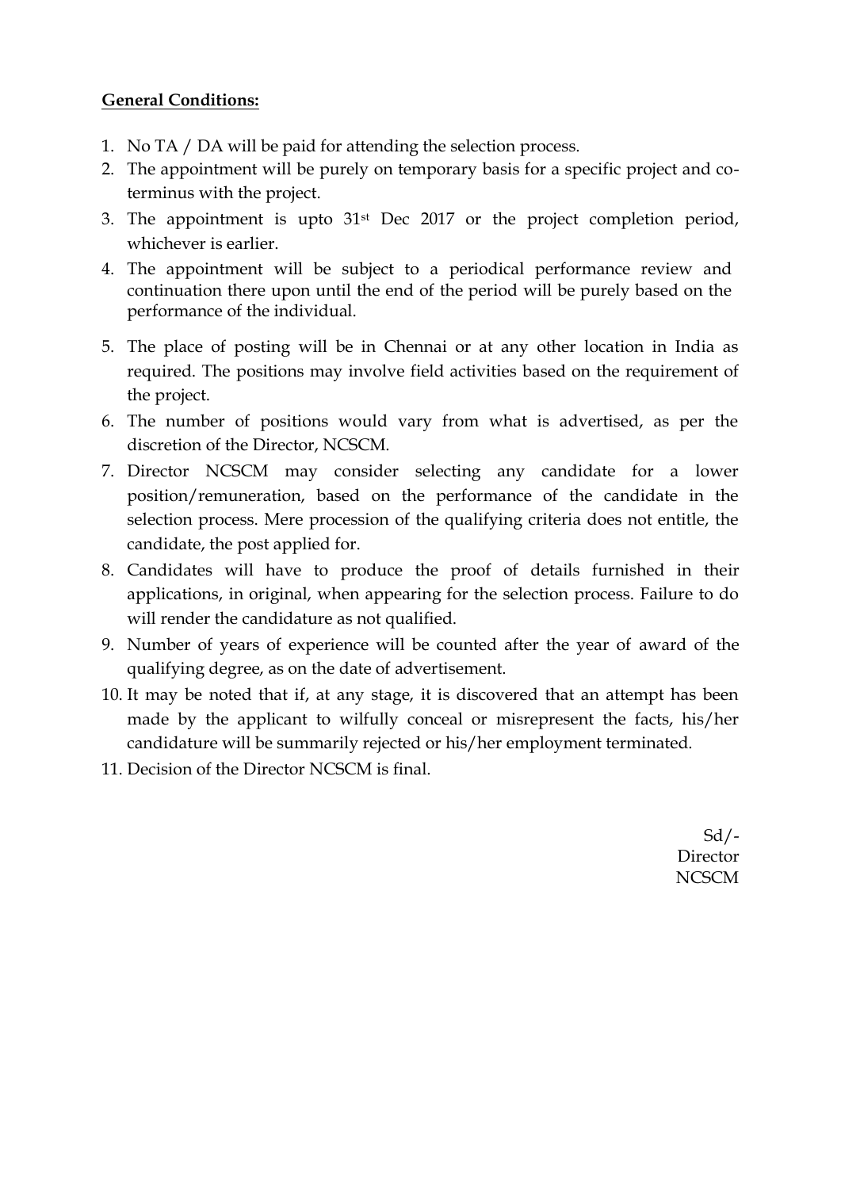**General Conditions:**

1. No TA / DA will be paid for attending the selection process.
2. The appointment will be purely on temporary basis for a specific project and co-terminus with the project.
3. The appointment is upto 31st Dec 2017 or the project completion period, whichever is earlier.
4. The appointment will be subject to a periodical performance review and continuation there upon until the end of the period will be purely based on the performance of the individual.
5. The place of posting will be in Chennai or at any other location in India as required. The positions may involve field activities based on the requirement of the project.
6. The number of positions would vary from what is advertised, as per the discretion of the Director, NCSCM.
7. Director NCSCM may consider selecting any candidate for a lower position/remuneration, based on the performance of the candidate in the selection process. Mere procession of the qualifying criteria does not entitle, the candidate, the post applied for.
8. Candidates will have to produce the proof of details furnished in their applications, in original, when appearing for the selection process. Failure to do will render the candidature as not qualified.
9. Number of years of experience will be counted after the year of award of the qualifying degree, as on the date of advertisement.
10. It may be noted that if, at any stage, it is discovered that an attempt has been made by the applicant to wilfully conceal or misrepresent the facts, his/her candidature will be summarily rejected or his/her employment terminated.
11. Decision of the Director NCSCM is final.

Sd/-
Director
NCSCM